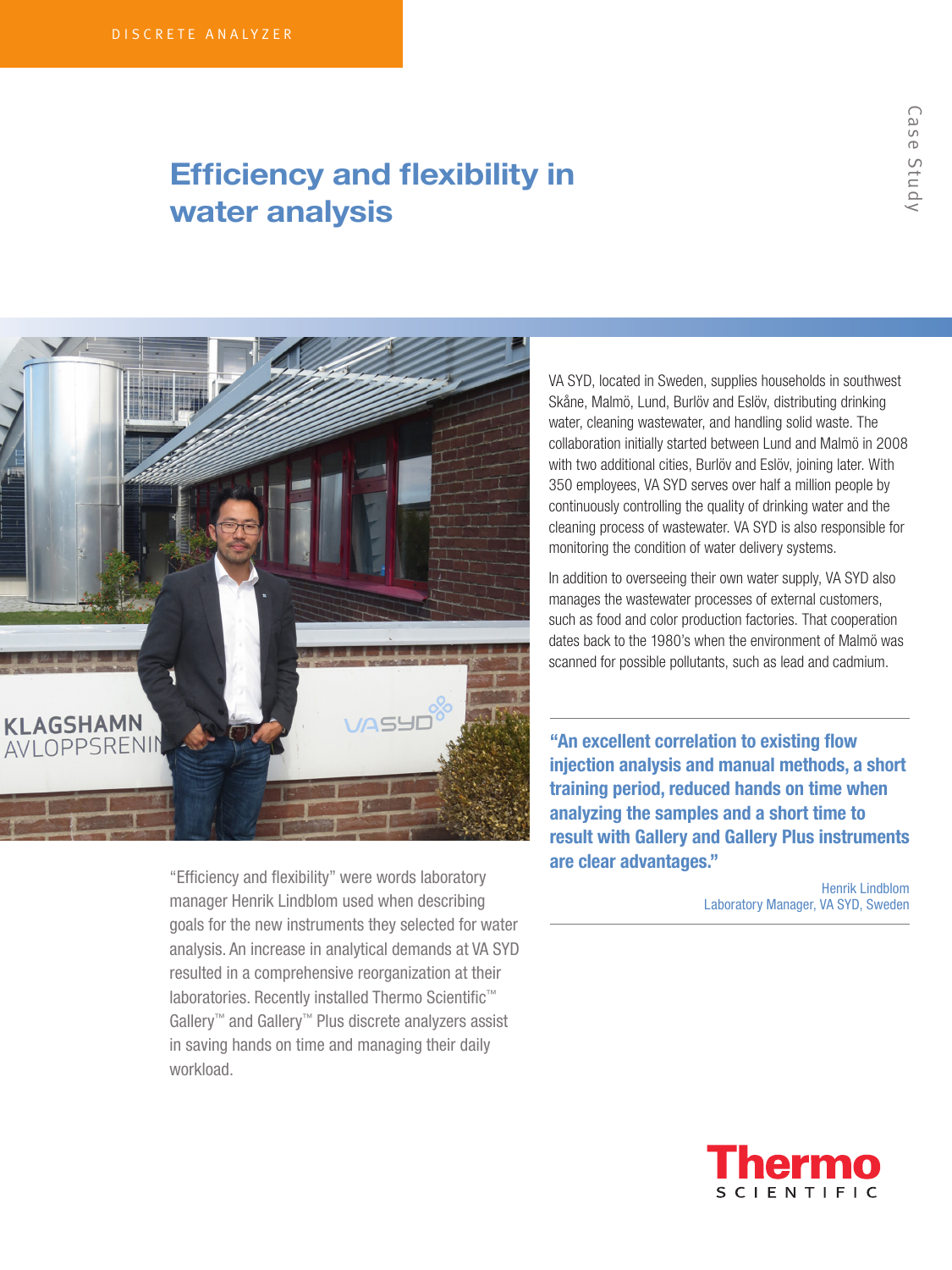DISCRETE ANALYZER

Case Study

# Efficiency and flexibility in water analysis

"Efficiency and flexibility" were words laboratory manager Henrik Lindblom used when describing goals for the new instruments they selected for water analysis. An increase in analytical demands at VA SYD resulted in a comprehensive reorganization at their laboratories. Recently installed Thermo Scientific™ Gallery™ and Gallery™ Plus discrete analyzers assist in saving hands on time and managing their daily workload.

VA SYD, located in Sweden, supplies households in southwest Skåne, Malmö, Lund, Burlöv and Eslöv, distributing drinking water, cleaning wastewater, and handling solid waste. The collaboration initially started between Lund and Malmö in 2008 with two additional cities, Burlöv and Eslöv, joining later. With 350 employees, VA SYD serves over half a million people by continuously controlling the quality of drinking water and the cleaning process of wastewater. VA SYD is also responsible for monitoring the condition of water delivery systems.

In addition to overseeing their own water supply, VA SYD also manages the wastewater processes of external customers, such as food and color production factories. That cooperation dates back to the 1980's when the environment of Malmö was scanned for possible pollutants, such as lead and cadmium.

> **"An excellent correlation to existing flow injection analysis and manual methods, a short training period, reduced hands on time when analyzing the samples and a short time to result with Gallery and Gallery Plus instruments are clear advantages."**
>
> Henrik Lindblom
> Laboratory Manager, VA SYD, Sweden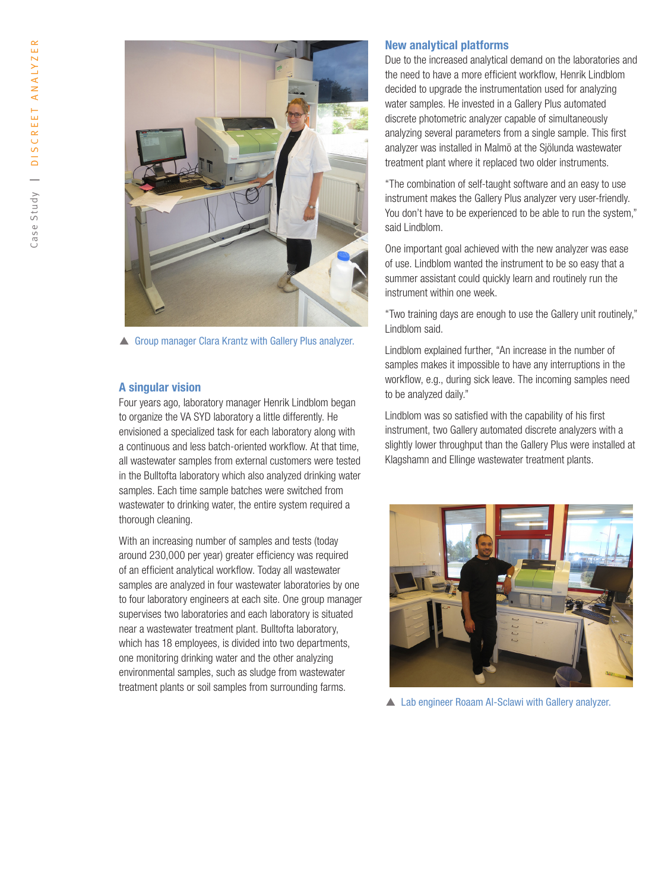▲ Group manager Clara Krantz with Gallery Plus analyzer.

## A singular vision

Four years ago, laboratory manager Henrik Lindblom began to organize the VA SYD laboratory a little differently. He envisioned a specialized task for each laboratory along with a continuous and less batch-oriented workflow. At that time, all wastewater samples from external customers were tested in the Bulltofta laboratory which also analyzed drinking water samples. Each time sample batches were switched from wastewater to drinking water, the entire system required a thorough cleaning.

With an increasing number of samples and tests (today around 230,000 per year) greater efficiency was required of an efficient analytical workflow. Today all wastewater samples are analyzed in four wastewater laboratories by one to four laboratory engineers at each site. One group manager supervises two laboratories and each laboratory is situated near a wastewater treatment plant. Bulltofta laboratory, which has 18 employees, is divided into two departments, one monitoring drinking water and the other analyzing environmental samples, such as sludge from wastewater treatment plants or soil samples from surrounding farms.

## New analytical platforms

Due to the increased analytical demand on the laboratories and the need to have a more efficient workflow, Henrik Lindblom decided to upgrade the instrumentation used for analyzing water samples. He invested in a Gallery Plus automated discrete photometric analyzer capable of simultaneously analyzing several parameters from a single sample. This first analyzer was installed in Malmö at the Sjölunda wastewater treatment plant where it replaced two older instruments.

"The combination of self-taught software and an easy to use instrument makes the Gallery Plus analyzer very user-friendly. You don't have to be experienced to be able to run the system," said Lindblom.

One important goal achieved with the new analyzer was ease of use. Lindblom wanted the instrument to be so easy that a summer assistant could quickly learn and routinely run the instrument within one week.

"Two training days are enough to use the Gallery unit routinely," Lindblom said.

Lindblom explained further, "An increase in the number of samples makes it impossible to have any interruptions in the workflow, e.g., during sick leave. The incoming samples need to be analyzed daily."

Lindblom was so satisfied with the capability of his first instrument, two Gallery automated discrete analyzers with a slightly lower throughput than the Gallery Plus were installed at Klagshamn and Ellinge wastewater treatment plants.

▲ Lab engineer Roaam Al-Sclawi with Gallery analyzer.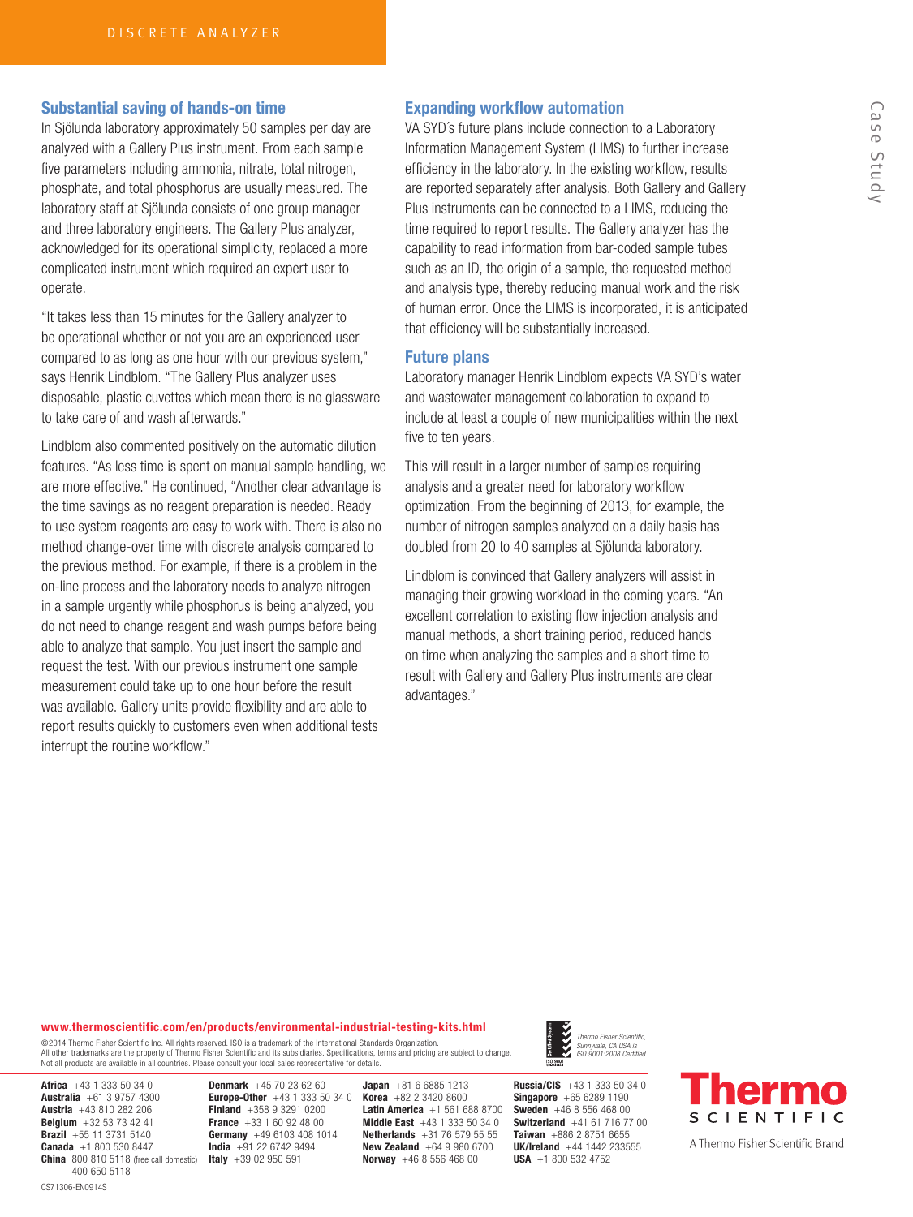## Substantial saving of hands-on time

In Sjölunda laboratory approximately 50 samples per day are analyzed with a Gallery Plus instrument. From each sample five parameters including ammonia, nitrate, total nitrogen, phosphate, and total phosphorus are usually measured. The laboratory staff at Sjölunda consists of one group manager and three laboratory engineers. The Gallery Plus analyzer, acknowledged for its operational simplicity, replaced a more complicated instrument which required an expert user to operate.

"It takes less than 15 minutes for the Gallery analyzer to be operational whether or not you are an experienced user compared to as long as one hour with our previous system," says Henrik Lindblom. "The Gallery Plus analyzer uses disposable, plastic cuvettes which mean there is no glassware to take care of and wash afterwards."

Lindblom also commented positively on the automatic dilution features. "As less time is spent on manual sample handling, we are more effective." He continued, "Another clear advantage is the time savings as no reagent preparation is needed. Ready to use system reagents are easy to work with. There is also no method change-over time with discrete analysis compared to the previous method. For example, if there is a problem in the on-line process and the laboratory needs to analyze nitrogen in a sample urgently while phosphorus is being analyzed, you do not need to change reagent and wash pumps before being able to analyze that sample. You just insert the sample and request the test. With our previous instrument one sample measurement could take up to one hour before the result was available. Gallery units provide flexibility and are able to report results quickly to customers even when additional tests interrupt the routine workflow."

## Expanding workflow automation

VA SYD´s future plans include connection to a Laboratory Information Management System (LIMS) to further increase efficiency in the laboratory. In the existing workflow, results are reported separately after analysis. Both Gallery and Gallery Plus instruments can be connected to a LIMS, reducing the time required to report results. The Gallery analyzer has the capability to read information from bar-coded sample tubes such as an ID, the origin of a sample, the requested method and analysis type, thereby reducing manual work and the risk of human error. Once the LIMS is incorporated, it is anticipated that efficiency will be substantially increased.

## Future plans

Laboratory manager Henrik Lindblom expects VA SYD's water and wastewater management collaboration to expand to include at least a couple of new municipalities within the next five to ten years.

This will result in a larger number of samples requiring analysis and a greater need for laboratory workflow optimization. From the beginning of 2013, for example, the number of nitrogen samples analyzed on a daily basis has doubled from 20 to 40 samples at Sjölunda laboratory.

Lindblom is convinced that Gallery analyzers will assist in managing their growing workload in the coming years. "An excellent correlation to existing flow injection analysis and manual methods, a short training period, reduced hands on time when analyzing the samples and a short time to result with Gallery and Gallery Plus instruments are clear advantages."

**www.thermoscientific.com/en/products/environmental-industrial-testing-kits.html**

©2014 Thermo Fisher Scientific Inc. All rights reserved. ISO is a trademark of the International Standards Organization. All other trademarks are the property of Thermo Fisher Scientific and its subsidiaries. Specifications, terms and pricing are subject to change. Not all products are available in all countries. Please consult your local sales representative for details.

*Thermo Fisher Scientific, Sunnyvale, CA USA is ISO 9001:2008 Certified.*

**Africa** +43 1 333 50 34 0
**Australia** +61 3 9757 4300
**Austria** +43 810 282 206
**Belgium** +32 53 73 42 41
**Brazil** +55 11 3731 5140
**Canada** +1 800 530 8447
**China** 800 810 5118 (free call domestic) 400 650 5118
**Denmark** +45 70 23 62 60
**Europe-Other** +43 1 333 50 34 0
**Finland** +358 9 3291 0200
**France** +33 1 60 92 48 00
**Germany** +49 6103 408 1014
**India** +91 22 6742 9494
**Italy** +39 02 950 591
**Japan** +81 6 6885 1213
**Korea** +82 2 3420 8600
**Latin America** +1 561 688 8700
**Middle East** +43 1 333 50 34 0
**Netherlands** +31 76 579 55 55
**New Zealand** +64 9 980 6700
**Norway** +46 8 556 468 00
**Russia/CIS** +43 1 333 50 34 0
**Singapore** +65 6289 1190
**Sweden** +46 8 556 468 00
**Switzerland** +41 61 716 77 00
**Taiwan** +886 2 8751 6655
**UK/Ireland** +44 1442 233555
**USA** +1 800 532 4752

Thermo SCIENTIFIC
A Thermo Fisher Scientific Brand

CS71306-EN0914S